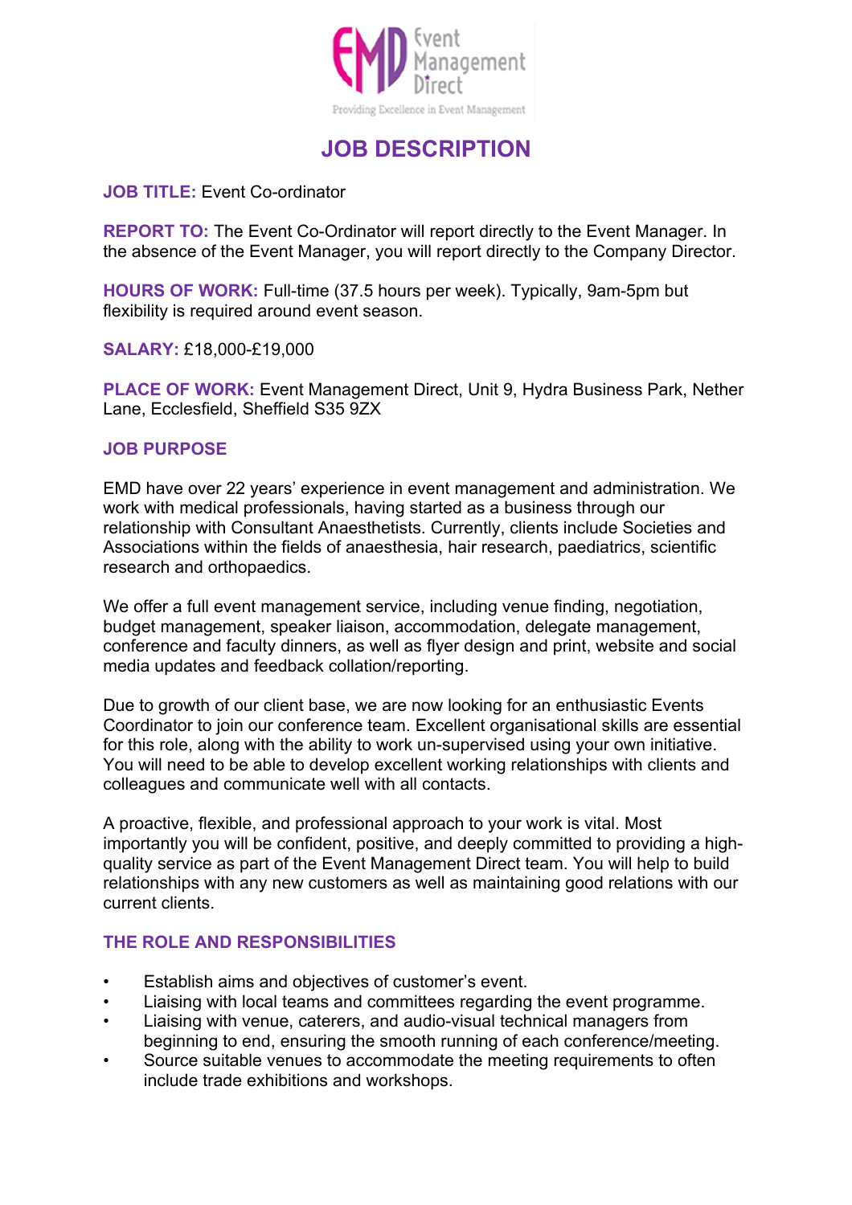EMD Event Management Direct

Providing Excellence in Event Management

# JOB DESCRIPTION

**JOB TITLE:** Event Co-ordinator

**REPORT TO:** The Event Co-Ordinator will report directly to the Event Manager. In the absence of the Event Manager, you will report directly to the Company Director.

**HOURS OF WORK:** Full-time (37.5 hours per week). Typically, 9am-5pm but flexibility is required around event season.

**SALARY:** £18,000-£19,000

**PLACE OF WORK:** Event Management Direct, Unit 9, Hydra Business Park, Nether Lane, Ecclesfield, Sheffield S35 9ZX

## JOB PURPOSE

EMD have over 22 years' experience in event management and administration. We work with medical professionals, having started as a business through our relationship with Consultant Anaesthetists. Currently, clients include Societies and Associations within the fields of anaesthesia, hair research, paediatrics, scientific research and orthopaedics.

We offer a full event management service, including venue finding, negotiation, budget management, speaker liaison, accommodation, delegate management, conference and faculty dinners, as well as flyer design and print, website and social media updates and feedback collation/reporting.

Due to growth of our client base, we are now looking for an enthusiastic Events Coordinator to join our conference team. Excellent organisational skills are essential for this role, along with the ability to work un-supervised using your own initiative. You will need to be able to develop excellent working relationships with clients and colleagues and communicate well with all contacts.

A proactive, flexible, and professional approach to your work is vital. Most importantly you will be confident, positive, and deeply committed to providing a high-quality service as part of the Event Management Direct team. You will help to build relationships with any new customers as well as maintaining good relations with our current clients.

## THE ROLE AND RESPONSIBILITIES

- Establish aims and objectives of customer's event.
- Liaising with local teams and committees regarding the event programme.
- Liaising with venue, caterers, and audio-visual technical managers from beginning to end, ensuring the smooth running of each conference/meeting.
- Source suitable venues to accommodate the meeting requirements to often include trade exhibitions and workshops.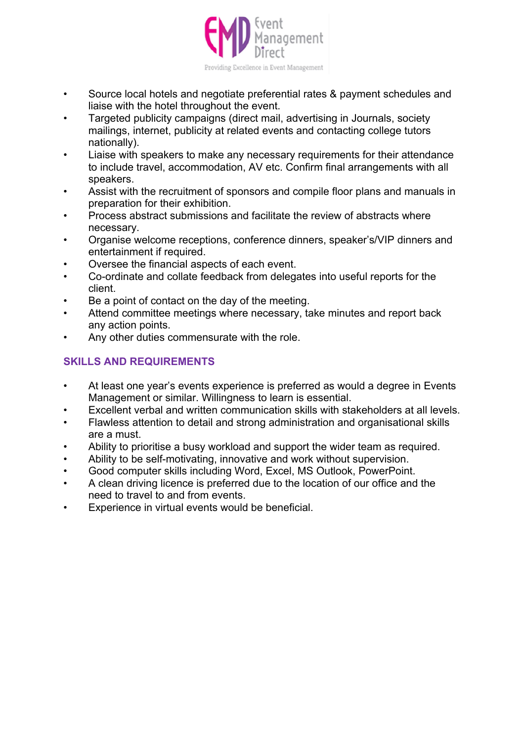- Source local hotels and negotiate preferential rates & payment schedules and liaise with the hotel throughout the event.
- Targeted publicity campaigns (direct mail, advertising in Journals, society mailings, internet, publicity at related events and contacting college tutors nationally).
- Liaise with speakers to make any necessary requirements for their attendance to include travel, accommodation, AV etc. Confirm final arrangements with all speakers.
- Assist with the recruitment of sponsors and compile floor plans and manuals in preparation for their exhibition.
- Process abstract submissions and facilitate the review of abstracts where necessary.
- Organise welcome receptions, conference dinners, speaker's/VIP dinners and entertainment if required.
- Oversee the financial aspects of each event.
- Co-ordinate and collate feedback from delegates into useful reports for the client.
- Be a point of contact on the day of the meeting.
- Attend committee meetings where necessary, take minutes and report back any action points.
- Any other duties commensurate with the role.

## SKILLS AND REQUIREMENTS

- At least one year's events experience is preferred as would a degree in Events Management or similar. Willingness to learn is essential.
- Excellent verbal and written communication skills with stakeholders at all levels.
- Flawless attention to detail and strong administration and organisational skills are a must.
- Ability to prioritise a busy workload and support the wider team as required.
- Ability to be self-motivating, innovative and work without supervision.
- Good computer skills including Word, Excel, MS Outlook, PowerPoint.
- A clean driving licence is preferred due to the location of our office and the need to travel to and from events.
- Experience in virtual events would be beneficial.